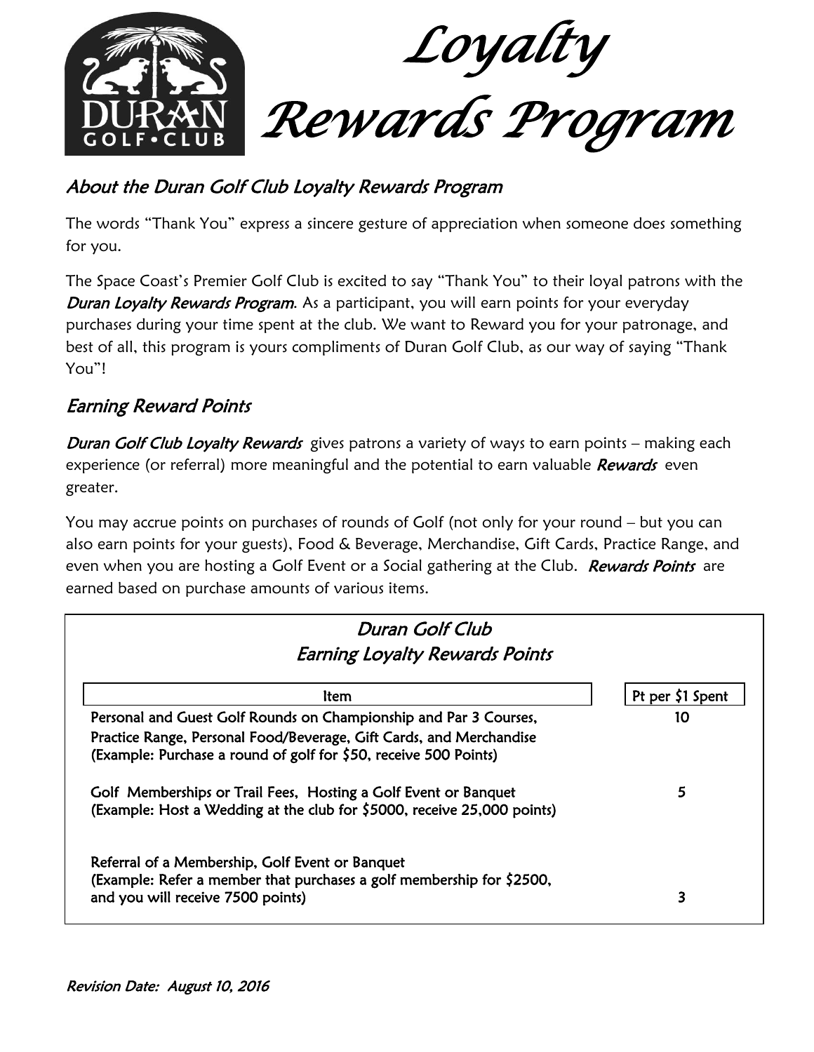# Loyalty Rewards Program

## About the Duran Golf Club Loyalty Rewards Program

The words "Thank You" express a sincere gesture of appreciation when someone does something for you.

The Space Coast's Premier Golf Club is excited to say "Thank You" to their loyal patrons with the ***Duran Loyalty Rewards Program***. As a participant, you will earn points for your everyday purchases during your time spent at the club. We want to Reward you for your patronage, and best of all, this program is yours compliments of Duran Golf Club, as our way of saying "Thank You"!

## Earning Reward Points

***Duran Golf Club Loyalty Rewards*** gives patrons a variety of ways to earn points – making each experience (or referral) more meaningful and the potential to earn valuable ***Rewards*** even greater.

You may accrue points on purchases of rounds of Golf (not only for your round – but you can also earn points for your guests), Food & Beverage, Merchandise, Gift Cards, Practice Range, and even when you are hosting a Golf Event or a Social gathering at the Club. ***Rewards Points*** are earned based on purchase amounts of various items.

### Duran Golf Club
### Earning Loyalty Rewards Points

| Item | Pt per $1 Spent |
|---|---|
| Personal and Guest Golf Rounds on Championship and Par 3 Courses, Practice Range, Personal Food/Beverage, Gift Cards, and Merchandise (Example: Purchase a round of golf for $50, receive 500 Points) | 10 |
| Golf Memberships or Trail Fees, Hosting a Golf Event or Banquet (Example: Host a Wedding at the club for $5000, receive 25,000 points) | 5 |
| Referral of a Membership, Golf Event or Banquet (Example: Refer a member that purchases a golf membership for $2500, and you will receive 7500 points) | 3 |

*Revision Date: August 10, 2016*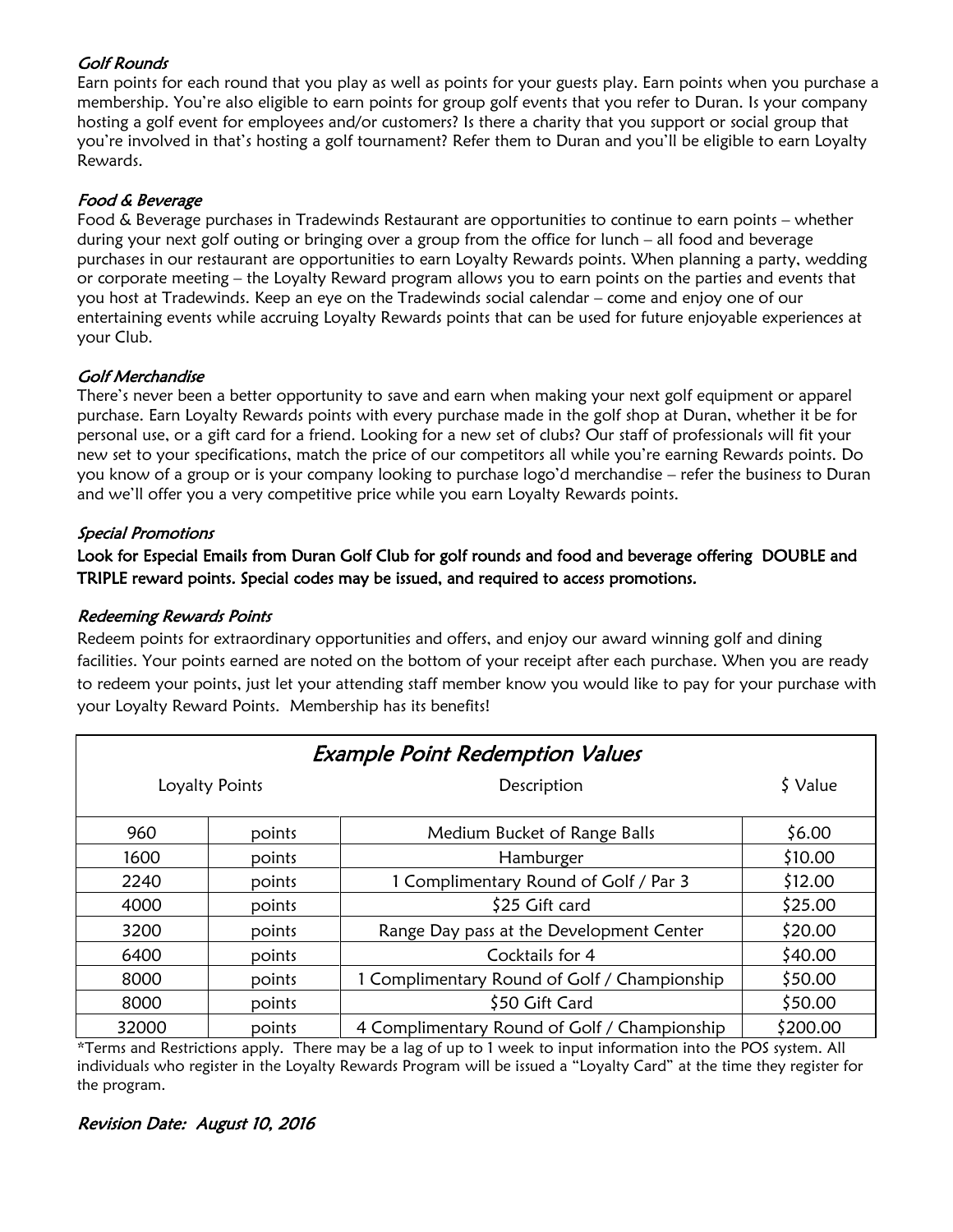### *Golf Rounds*

Earn points for each round that you play as well as points for your guests play. Earn points when you purchase a membership. You're also eligible to earn points for group golf events that you refer to Duran. Is your company hosting a golf event for employees and/or customers? Is there a charity that you support or social group that you're involved in that's hosting a golf tournament? Refer them to Duran and you'll be eligible to earn Loyalty Rewards.

### *Food & Beverage*

Food & Beverage purchases in Tradewinds Restaurant are opportunities to continue to earn points – whether during your next golf outing or bringing over a group from the office for lunch – all food and beverage purchases in our restaurant are opportunities to earn Loyalty Rewards points. When planning a party, wedding or corporate meeting – the Loyalty Reward program allows you to earn points on the parties and events that you host at Tradewinds. Keep an eye on the Tradewinds social calendar – come and enjoy one of our entertaining events while accruing Loyalty Rewards points that can be used for future enjoyable experiences at your Club.

### *Golf Merchandise*

There's never been a better opportunity to save and earn when making your next golf equipment or apparel purchase. Earn Loyalty Rewards points with every purchase made in the golf shop at Duran, whether it be for personal use, or a gift card for a friend. Looking for a new set of clubs? Our staff of professionals will fit your new set to your specifications, match the price of our competitors all while you're earning Rewards points. Do you know of a group or is your company looking to purchase logo'd merchandise – refer the business to Duran and we'll offer you a very competitive price while you earn Loyalty Rewards points.

### *Special Promotions*

**Look for Especial Emails from Duran Golf Club for golf rounds and food and beverage offering DOUBLE and TRIPLE reward points. Special codes may be issued, and required to access promotions.**

### *Redeeming Rewards Points*

Redeem points for extraordinary opportunities and offers, and enjoy our award winning golf and dining facilities. Your points earned are noted on the bottom of your receipt after each purchase. When you are ready to redeem your points, just let your attending staff member know you would like to pay for your purchase with your Loyalty Reward Points. Membership has its benefits!

| *Example Point Redemption Values* | | | |
|---|---|---|---|
| Loyalty Points | | Description | $ Value |
| 960 | points | Medium Bucket of Range Balls | $6.00 |
| 1600 | points | Hamburger | $10.00 |
| 2240 | points | 1 Complimentary Round of Golf / Par 3 | $12.00 |
| 4000 | points | $25 Gift card | $25.00 |
| 3200 | points | Range Day pass at the Development Center | $20.00 |
| 6400 | points | Cocktails for 4 | $40.00 |
| 8000 | points | 1 Complimentary Round of Golf / Championship | $50.00 |
| 8000 | points | $50 Gift Card | $50.00 |
| 32000 | points | 4 Complimentary Round of Golf / Championship | $200.00 |

*Terms and Restrictions apply. There may be a lag of up to 1 week to input information into the POS system. All individuals who register in the Loyalty Rewards Program will be issued a "Loyalty Card" at the time they register for the program.

*Revision Date: August 10, 2016*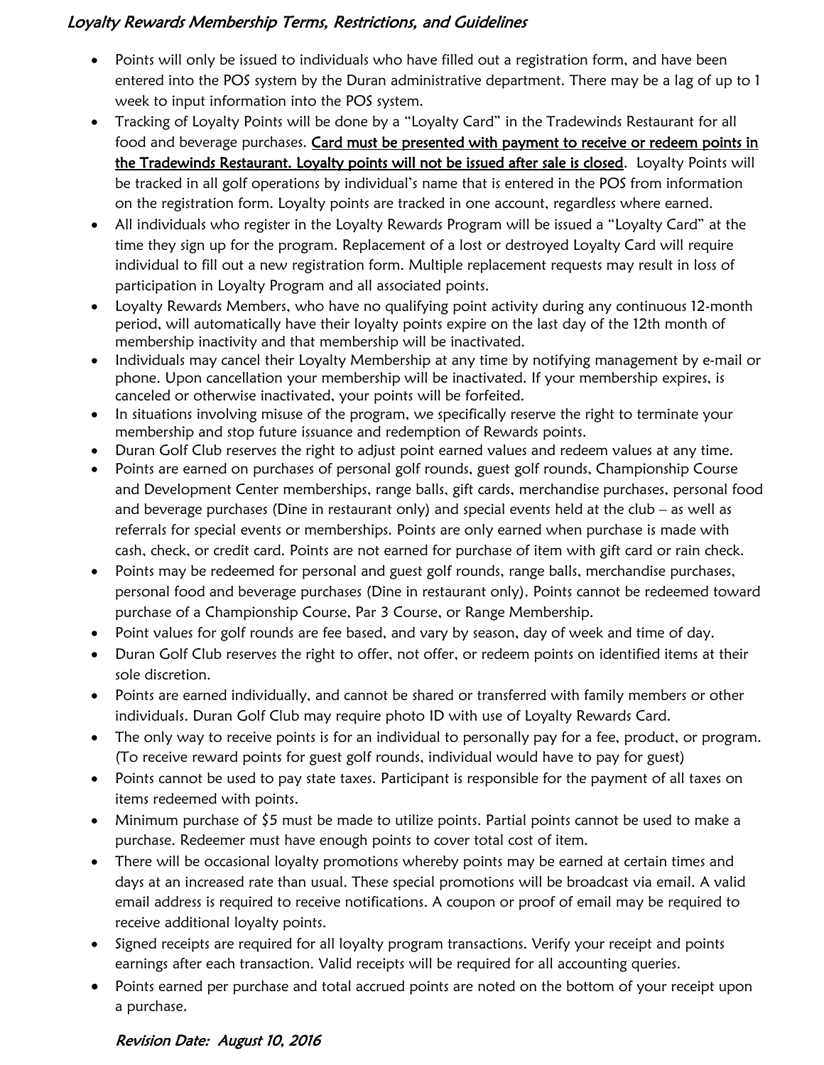## *Loyalty Rewards Membership Terms, Restrictions, and Guidelines*

- Points will only be issued to individuals who have filled out a registration form, and have been entered into the POS system by the Duran administrative department. There may be a lag of up to 1 week to input information into the POS system.
- Tracking of Loyalty Points will be done by a "Loyalty Card" in the Tradewinds Restaurant for all food and beverage purchases. <u>**Card must be presented with payment to receive or redeem points in the Tradewinds Restaurant. Loyalty points will not be issued after sale is closed**</u>. Loyalty Points will be tracked in all golf operations by individual's name that is entered in the POS from information on the registration form. Loyalty points are tracked in one account, regardless where earned.
- All individuals who register in the Loyalty Rewards Program will be issued a "Loyalty Card" at the time they sign up for the program. Replacement of a lost or destroyed Loyalty Card will require individual to fill out a new registration form. Multiple replacement requests may result in loss of participation in Loyalty Program and all associated points.
- Loyalty Rewards Members, who have no qualifying point activity during any continuous 12-month period, will automatically have their loyalty points expire on the last day of the 12th month of membership inactivity and that membership will be inactivated.
- Individuals may cancel their Loyalty Membership at any time by notifying management by e-mail or phone. Upon cancellation your membership will be inactivated. If your membership expires, is canceled or otherwise inactivated, your points will be forfeited.
- In situations involving misuse of the program, we specifically reserve the right to terminate your membership and stop future issuance and redemption of Rewards points.
- Duran Golf Club reserves the right to adjust point earned values and redeem values at any time.
- Points are earned on purchases of personal golf rounds, guest golf rounds, Championship Course and Development Center memberships, range balls, gift cards, merchandise purchases, personal food and beverage purchases (Dine in restaurant only) and special events held at the club – as well as referrals for special events or memberships. Points are only earned when purchase is made with cash, check, or credit card. Points are not earned for purchase of item with gift card or rain check.
- Points may be redeemed for personal and guest golf rounds, range balls, merchandise purchases, personal food and beverage purchases (Dine in restaurant only). Points cannot be redeemed toward purchase of a Championship Course, Par 3 Course, or Range Membership.
- Point values for golf rounds are fee based, and vary by season, day of week and time of day.
- Duran Golf Club reserves the right to offer, not offer, or redeem points on identified items at their sole discretion.
- Points are earned individually, and cannot be shared or transferred with family members or other individuals. Duran Golf Club may require photo ID with use of Loyalty Rewards Card.
- The only way to receive points is for an individual to personally pay for a fee, product, or program. (To receive reward points for guest golf rounds, individual would have to pay for guest)
- Points cannot be used to pay state taxes. Participant is responsible for the payment of all taxes on items redeemed with points.
- Minimum purchase of $5 must be made to utilize points. Partial points cannot be used to make a purchase. Redeemer must have enough points to cover total cost of item.
- There will be occasional loyalty promotions whereby points may be earned at certain times and days at an increased rate than usual. These special promotions will be broadcast via email. A valid email address is required to receive notifications. A coupon or proof of email may be required to receive additional loyalty points.
- Signed receipts are required for all loyalty program transactions. Verify your receipt and points earnings after each transaction. Valid receipts will be required for all accounting queries.
- Points earned per purchase and total accrued points are noted on the bottom of your receipt upon a purchase.

*Revision Date: August 10, 2016*